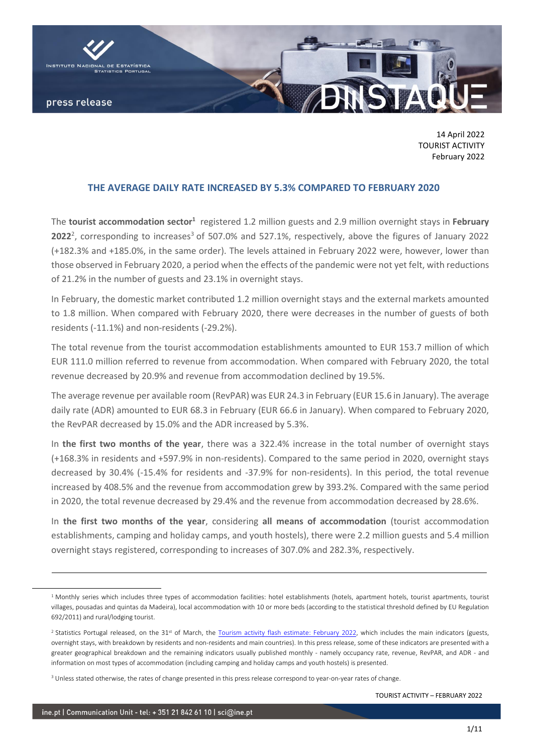14 April 2022
TOURIST ACTIVITY
February 2022

## THE AVERAGE DAILY RATE INCREASED BY 5.3% COMPARED TO FEBRUARY 2020

The **tourist accommodation sector**[1] registered 1.2 million guests and 2.9 million overnight stays in **February 2022**[2], corresponding to increases[3] of 507.0% and 527.1%, respectively, above the figures of January 2022 (+182.3% and +185.0%, in the same order). The levels attained in February 2022 were, however, lower than those observed in February 2020, a period when the effects of the pandemic were not yet felt, with reductions of 21.2% in the number of guests and 23.1% in overnight stays.

In February, the domestic market contributed 1.2 million overnight stays and the external markets amounted to 1.8 million. When compared with February 2020, there were decreases in the number of guests of both residents (-11.1%) and non-residents (-29.2%).

The total revenue from the tourist accommodation establishments amounted to EUR 153.7 million of which EUR 111.0 million referred to revenue from accommodation. When compared with February 2020, the total revenue decreased by 20.9% and revenue from accommodation declined by 19.5%.

The average revenue per available room (RevPAR) was EUR 24.3 in February (EUR 15.6 in January). The average daily rate (ADR) amounted to EUR 68.3 in February (EUR 66.6 in January). When compared to February 2020, the RevPAR decreased by 15.0% and the ADR increased by 5.3%.

In **the first two months of the year**, there was a 322.4% increase in the total number of overnight stays (+168.3% in residents and +597.9% in non-residents). Compared to the same period in 2020, overnight stays decreased by 30.4% (-15.4% for residents and -37.9% for non-residents). In this period, the total revenue increased by 408.5% and the revenue from accommodation grew by 393.2%. Compared with the same period in 2020, the total revenue decreased by 29.4% and the revenue from accommodation decreased by 28.6%.

In **the first two months of the year**, considering **all means of accommodation** (tourist accommodation establishments, camping and holiday camps, and youth hostels), there were 2.2 million guests and 5.4 million overnight stays registered, corresponding to increases of 307.0% and 282.3%, respectively.

---

[1] Monthly series which includes three types of accommodation facilities: hotel establishments (hotels, apartment hotels, tourist apartments, tourist villages, pousadas and quintas da Madeira), local accommodation with 10 or more beds (according to the statistical threshold defined by EU Regulation 692/2011) and rural/lodging tourist.

[2] Statistics Portugal released, on the 31st of March, the Tourism activity flash estimate: February 2022, which includes the main indicators (guests, overnight stays, with breakdown by residents and non-residents and main countries). In this press release, some of these indicators are presented with a greater geographical breakdown and the remaining indicators usually published monthly - namely occupancy rate, revenue, RevPAR, and ADR - and information on most types of accommodation (including camping and holiday camps and youth hostels) is presented.

[3] Unless stated otherwise, the rates of change presented in this press release correspond to year-on-year rates of change.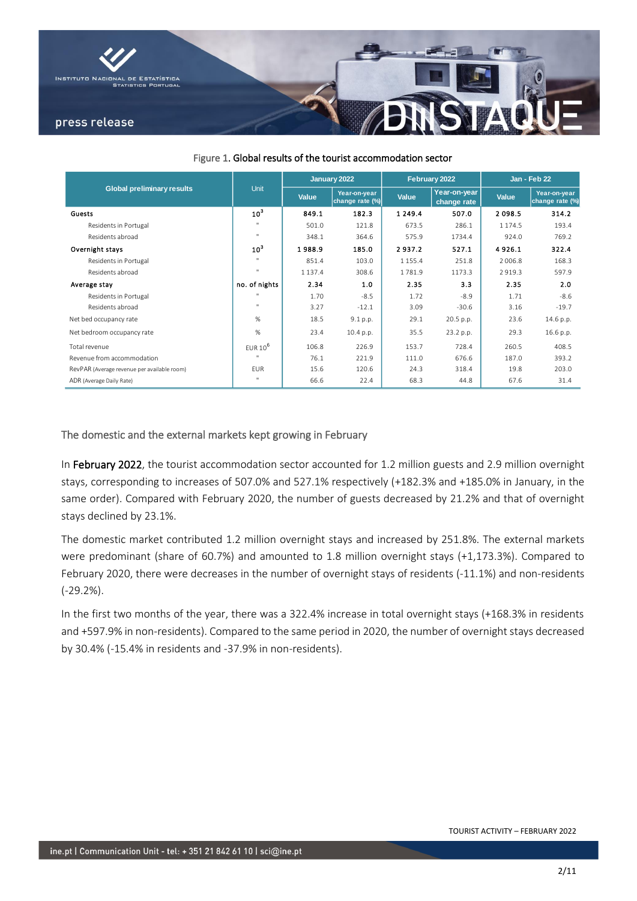Figure 1. **Global results of the tourist accommodation sector**

| Global preliminary results | Unit | January 2022 | | February 2022 | | Jan - Feb 22 | |
|---|---|---|---|---|---|---|---|
| | | Value | Year-on-year change rate (%) | Value | Year-on-year change rate | Value | Year-on-year change rate (%) |
| **Guests** | $10^3$ | **849.1** | **182.3** | **1 249.4** | **507.0** | **2 098.5** | **314.2** |
| Residents in Portugal | " | 501.0 | 121.8 | 673.5 | 286.1 | 1 174.5 | 193.4 |
| Residents abroad | " | 348.1 | 364.6 | 575.9 | 1734.4 | 924.0 | 769.2 |
| **Overnight stays** | $10^3$ | **1 988.9** | **185.0** | **2 937.2** | **527.1** | **4 926.1** | **322.4** |
| Residents in Portugal | " | 851.4 | 103.0 | 1 155.4 | 251.8 | 2 006.8 | 168.3 |
| Residents abroad | " | 1 137.4 | 308.6 | 1 781.9 | 1173.3 | 2 919.3 | 597.9 |
| **Average stay** | no. of nights | **2.34** | **1.0** | **2.35** | **3.3** | **2.35** | **2.0** |
| Residents in Portugal | " | 1.70 | -8.5 | 1.72 | -8.9 | 1.71 | -8.6 |
| Residents abroad | " | 3.27 | -12.1 | 3.09 | -30.6 | 3.16 | -19.7 |
| Net bed occupancy rate | % | 18.5 | 9.1 p.p. | 29.1 | 20.5 p.p. | 23.6 | 14.6 p.p. |
| Net bedroom occupancy rate | % | 23.4 | 10.4 p.p. | 35.5 | 23.2 p.p. | 29.3 | 16.6 p.p. |
| Total revenue | EUR $10^6$ | 106.8 | 226.9 | 153.7 | 728.4 | 260.5 | 408.5 |
| Revenue from accommodation | " | 76.1 | 221.9 | 111.0 | 676.6 | 187.0 | 393.2 |
| RevPAR (Average revenue per available room) | EUR | 15.6 | 120.6 | 24.3 | 318.4 | 19.8 | 203.0 |
| ADR (Average Daily Rate) | " | 66.6 | 22.4 | 68.3 | 44.8 | 67.6 | 31.4 |

## The domestic and the external markets kept growing in February

In **February 2022**, the tourist accommodation sector accounted for 1.2 million guests and 2.9 million overnight stays, corresponding to increases of 507.0% and 527.1% respectively (+182.3% and +185.0% in January, in the same order). Compared with February 2020, the number of guests decreased by 21.2% and that of overnight stays declined by 23.1%.

The domestic market contributed 1.2 million overnight stays and increased by 251.8%. The external markets were predominant (share of 60.7%) and amounted to 1.8 million overnight stays (+1,173.3%). Compared to February 2020, there were decreases in the number of overnight stays of residents (-11.1%) and non-residents (-29.2%).

In the first two months of the year, there was a 322.4% increase in total overnight stays (+168.3% in residents and +597.9% in non-residents). Compared to the same period in 2020, the number of overnight stays decreased by 30.4% (-15.4% in residents and -37.9% in non-residents).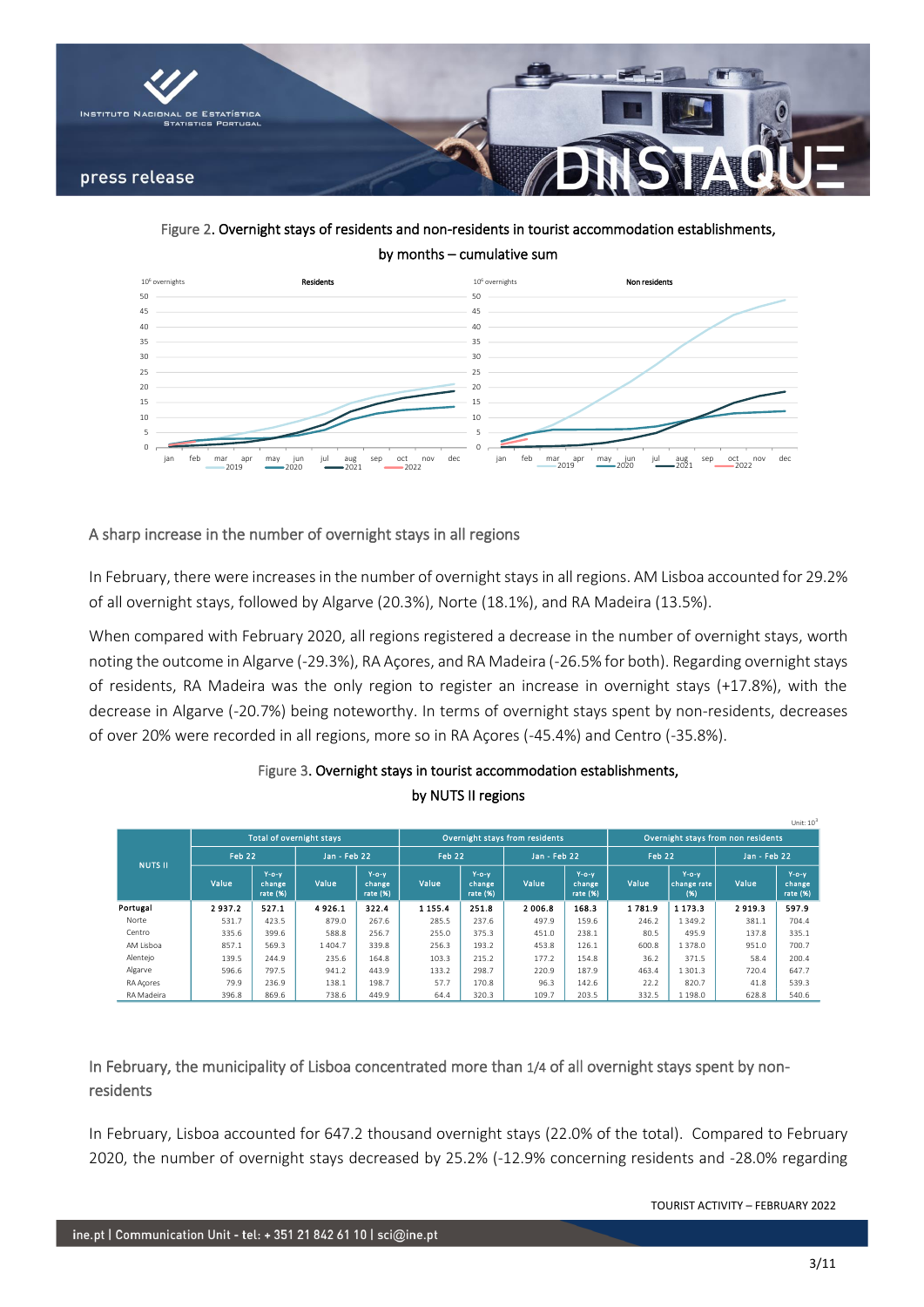Figure 2. Overnight stays of residents and non-residents in tourist accommodation establishments, by months – cumulative sum

## A sharp increase in the number of overnight stays in all regions

In February, there were increases in the number of overnight stays in all regions. AM Lisboa accounted for 29.2% of all overnight stays, followed by Algarve (20.3%), Norte (18.1%), and RA Madeira (13.5%).

When compared with February 2020, all regions registered a decrease in the number of overnight stays, worth noting the outcome in Algarve (-29.3%), RA Açores, and RA Madeira (-26.5% for both). Regarding overnight stays of residents, RA Madeira was the only region to register an increase in overnight stays (+17.8%), with the decrease in Algarve (-20.7%) being noteworthy. In terms of overnight stays spent by non-residents, decreases of over 20% were recorded in all regions, more so in RA Açores (-45.4%) and Centro (-35.8%).

Figure 3. Overnight stays in tourist accommodation establishments, by NUTS II regions

Unit: $10^3$

| NUTS II | Total of overnight stays | | | | Overnight stays from residents | | | | Overnight stays from non residents | | | |
|---|---|---|---|---|---|---|---|---|---|---|---|---|
| | Feb 22 | | Jan - Feb 22 | | Feb 22 | | Jan - Feb 22 | | Feb 22 | | Jan - Feb 22 | |
| | Value | Y-o-y change rate (%) | Value | Y-o-y change rate (%) | Value | Y-o-y change rate (%) | Value | Y-o-y change rate (%) | Value | Y-o-y change rate (%) | Value | Y-o-y change rate (%) |
| **Portugal** | **2 937.2** | **527.1** | **4 926.1** | **322.4** | **1 155.4** | **251.8** | **2 006.8** | **168.3** | **1 781.9** | **1 173.3** | **2 919.3** | **597.9** |
| Norte | 531.7 | 423.5 | 879.0 | 267.6 | 285.5 | 237.6 | 497.9 | 159.6 | 246.2 | 1 349.2 | 381.1 | 704.4 |
| Centro | 335.6 | 399.6 | 588.8 | 256.7 | 255.0 | 375.3 | 451.0 | 238.1 | 80.5 | 495.9 | 137.8 | 335.1 |
| AM Lisboa | 857.1 | 569.3 | 1 404.7 | 339.8 | 256.3 | 193.2 | 453.8 | 126.1 | 600.8 | 1 378.0 | 951.0 | 700.7 |
| Alentejo | 139.5 | 244.9 | 235.6 | 164.8 | 103.3 | 215.2 | 177.2 | 154.8 | 36.2 | 371.5 | 58.4 | 200.4 |
| Algarve | 596.6 | 797.5 | 941.2 | 443.9 | 133.2 | 298.7 | 220.9 | 187.9 | 463.4 | 1 301.3 | 720.4 | 647.7 |
| RA Açores | 79.9 | 236.9 | 138.1 | 198.7 | 57.7 | 170.8 | 96.3 | 142.6 | 22.2 | 820.7 | 41.8 | 539.3 |
| RA Madeira | 396.8 | 869.6 | 738.6 | 449.9 | 64.4 | 320.3 | 109.7 | 203.5 | 332.5 | 1 198.0 | 628.8 | 540.6 |

## In February, the municipality of Lisboa concentrated more than 1/4 of all overnight stays spent by non-residents

In February, Lisboa accounted for 647.2 thousand overnight stays (22.0% of the total). Compared to February 2020, the number of overnight stays decreased by 25.2% (-12.9% concerning residents and -28.0% regarding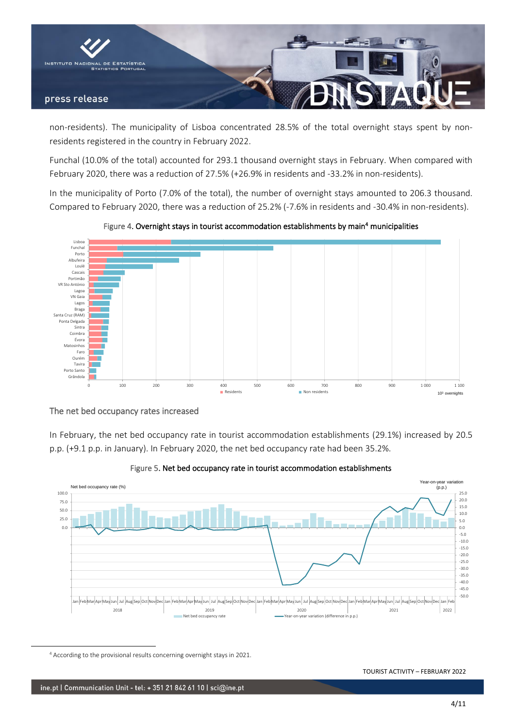non-residents). The municipality of Lisboa concentrated 28.5% of the total overnight stays spent by non-residents registered in the country in February 2022.

Funchal (10.0% of the total) accounted for 293.1 thousand overnight stays in February. When compared with February 2020, there was a reduction of 27.5% (+26.9% in residents and -33.2% in non-residents).

In the municipality of Porto (7.0% of the total), the number of overnight stays amounted to 206.3 thousand. Compared to February 2020, there was a reduction of 25.2% (-7.6% in residents and -30.4% in non-residents).

Figure 4. **Overnight stays in tourist accommodation establishments by main[4] municipalities**

## The net bed occupancy rates increased

In February, the net bed occupancy rate in tourist accommodation establishments (29.1%) increased by 20.5 p.p. (+9.1 p.p. in January). In February 2020, the net bed occupancy rate had been 35.2%.

Figure 5. **Net bed occupancy rate in tourist accommodation establishments**

[4] According to the provisional results concerning overnight stays in 2021.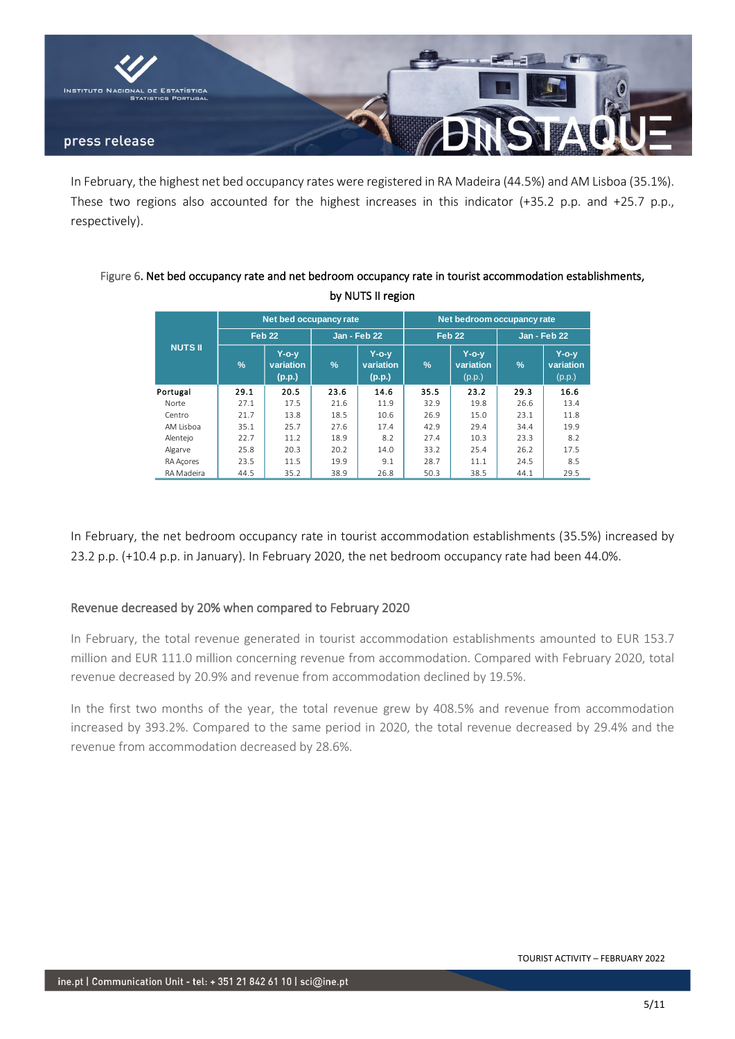In February, the highest net bed occupancy rates were registered in RA Madeira (44.5%) and AM Lisboa (35.1%). These two regions also accounted for the highest increases in this indicator (+35.2 p.p. and +25.7 p.p., respectively).

Figure 6. Net bed occupancy rate and net bedroom occupancy rate in tourist accommodation establishments, by NUTS II region

| NUTS II | Net bed occupancy rate | | | | Net bedroom occupancy rate | | | |
|---|---|---|---|---|---|---|---|---|
| | Feb 22 | | Jan - Feb 22 | | Feb 22 | | Jan - Feb 22 | |
| | % | Y-o-y variation (p.p.) | % | Y-o-y variation (p.p.) | % | Y-o-y variation (p.p.) | % | Y-o-y variation (p.p.) |
| **Portugal** | **29.1** | **20.5** | **23.6** | **14.6** | **35.5** | **23.2** | **29.3** | **16.6** |
| Norte | 27.1 | 17.5 | 21.6 | 11.9 | 32.9 | 19.8 | 26.6 | 13.4 |
| Centro | 21.7 | 13.8 | 18.5 | 10.6 | 26.9 | 15.0 | 23.1 | 11.8 |
| AM Lisboa | 35.1 | 25.7 | 27.6 | 17.4 | 42.9 | 29.4 | 34.4 | 19.9 |
| Alentejo | 22.7 | 11.2 | 18.9 | 8.2 | 27.4 | 10.3 | 23.3 | 8.2 |
| Algarve | 25.8 | 20.3 | 20.2 | 14.0 | 33.2 | 25.4 | 26.2 | 17.5 |
| RA Açores | 23.5 | 11.5 | 19.9 | 9.1 | 28.7 | 11.1 | 24.5 | 8.5 |
| RA Madeira | 44.5 | 35.2 | 38.9 | 26.8 | 50.3 | 38.5 | 44.1 | 29.5 |

In February, the net bedroom occupancy rate in tourist accommodation establishments (35.5%) increased by 23.2 p.p. (+10.4 p.p. in January). In February 2020, the net bedroom occupancy rate had been 44.0%.

## Revenue decreased by 20% when compared to February 2020

In February, the total revenue generated in tourist accommodation establishments amounted to EUR 153.7 million and EUR 111.0 million concerning revenue from accommodation. Compared with February 2020, total revenue decreased by 20.9% and revenue from accommodation declined by 19.5%.

In the first two months of the year, the total revenue grew by 408.5% and revenue from accommodation increased by 393.2%. Compared to the same period in 2020, the total revenue decreased by 29.4% and the revenue from accommodation decreased by 28.6%.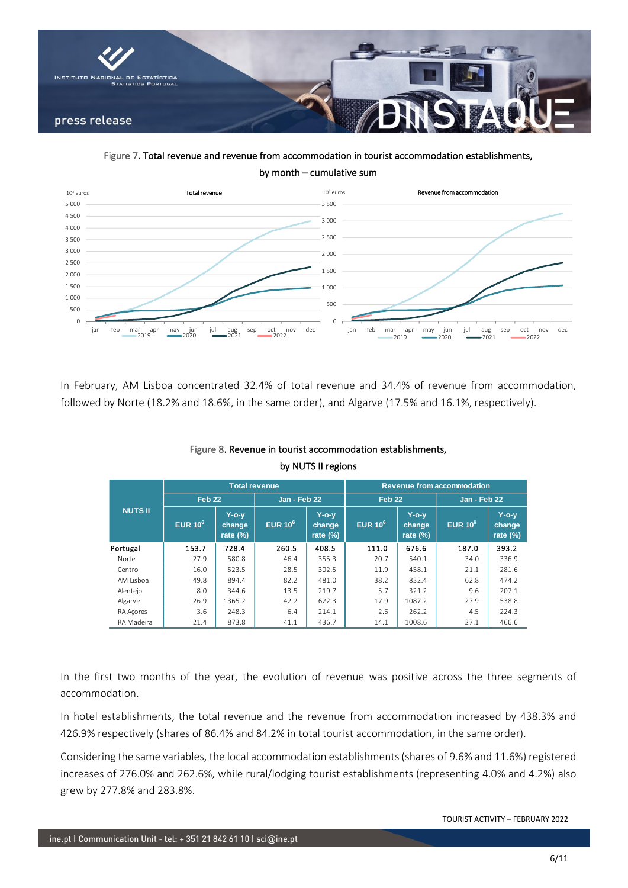Figure 7. Total revenue and revenue from accommodation in tourist accommodation establishments, by month – cumulative sum

In February, AM Lisboa concentrated 32.4% of total revenue and 34.4% of revenue from accommodation, followed by Norte (18.2% and 18.6%, in the same order), and Algarve (17.5% and 16.1%, respectively).

Figure 8. Revenue in tourist accommodation establishments, by NUTS II regions

| NUTS II | Total revenue | | | | Revenue from accommodation | | | |
|---|---|---|---|---|---|---|---|---|
| | Feb 22 | | Jan - Feb 22 | | Feb 22 | | Jan - Feb 22 | |
| | EUR $10^6$ | Y-o-y change rate (%) | EUR $10^6$ | Y-o-y change rate (%) | EUR $10^6$ | Y-o-y change rate (%) | EUR $10^6$ | Y-o-y change rate (%) |
| **Portugal** | **153.7** | **728.4** | **260.5** | **408.5** | **111.0** | **676.6** | **187.0** | **393.2** |
| Norte | 27.9 | 580.8 | 46.4 | 355.3 | 20.7 | 540.1 | 34.0 | 336.9 |
| Centro | 16.0 | 523.5 | 28.5 | 302.5 | 11.9 | 458.1 | 21.1 | 281.6 |
| AM Lisboa | 49.8 | 894.4 | 82.2 | 481.0 | 38.2 | 832.4 | 62.8 | 474.2 |
| Alentejo | 8.0 | 344.6 | 13.5 | 219.7 | 5.7 | 321.2 | 9.6 | 207.1 |
| Algarve | 26.9 | 1365.2 | 42.2 | 622.3 | 17.9 | 1087.2 | 27.9 | 538.8 |
| RA Açores | 3.6 | 248.3 | 6.4 | 214.1 | 2.6 | 262.2 | 4.5 | 224.3 |
| RA Madeira | 21.4 | 873.8 | 41.1 | 436.7 | 14.1 | 1008.6 | 27.1 | 466.6 |

In the first two months of the year, the evolution of revenue was positive across the three segments of accommodation.

In hotel establishments, the total revenue and the revenue from accommodation increased by 438.3% and 426.9% respectively (shares of 86.4% and 84.2% in total tourist accommodation, in the same order).

Considering the same variables, the local accommodation establishments (shares of 9.6% and 11.6%) registered increases of 276.0% and 262.6%, while rural/lodging tourist establishments (representing 4.0% and 4.2%) also grew by 277.8% and 283.8%.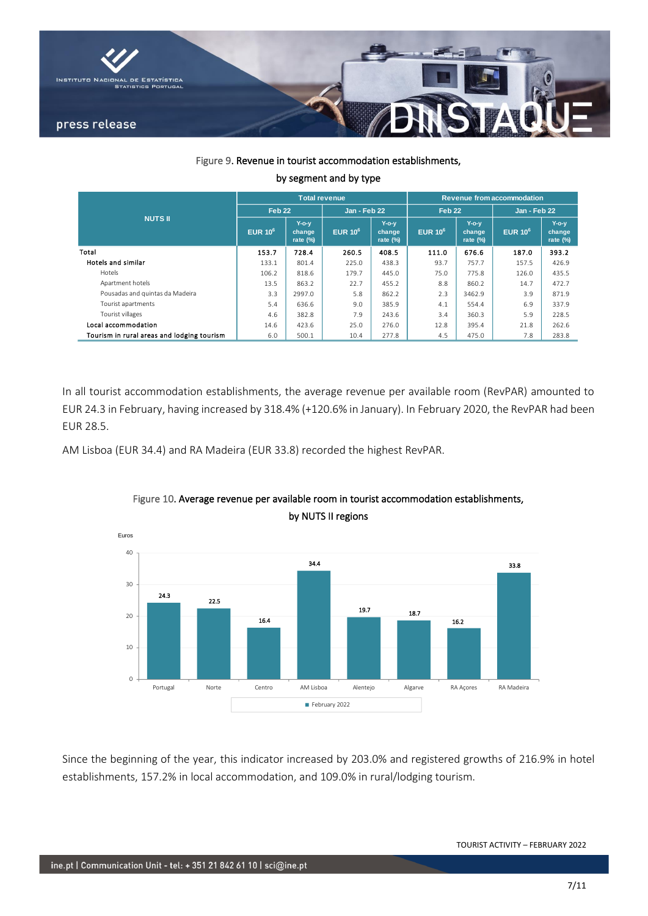Figure 9. Revenue in tourist accommodation establishments, by segment and by type

| NUTS II | Total revenue | | | | Revenue from accommodation | | | |
|---|---|---|---|---|---|---|---|---|
| | Feb 22 | | Jan - Feb 22 | | Feb 22 | | Jan - Feb 22 | |
| | EUR $10^6$ | Y-o-y change rate (%) | EUR $10^6$ | Y-o-y change rate (%) | EUR $10^6$ | Y-o-y change rate (%) | EUR $10^6$ | Y-o-y change rate (%) |
| **Total** | **153.7** | **728.4** | **260.5** | **408.5** | **111.0** | **676.6** | **187.0** | **393.2** |
| Hotels and similar | 133.1 | 801.4 | 225.0 | 438.3 | 93.7 | 757.7 | 157.5 | 426.9 |
| Hotels | 106.2 | 818.6 | 179.7 | 445.0 | 75.0 | 775.8 | 126.0 | 435.5 |
| Apartment hotels | 13.5 | 863.2 | 22.7 | 455.2 | 8.8 | 860.2 | 14.7 | 472.7 |
| Pousadas and quintas da Madeira | 3.3 | 2997.0 | 5.8 | 862.2 | 2.3 | 3462.9 | 3.9 | 871.9 |
| Tourist apartments | 5.4 | 636.6 | 9.0 | 385.9 | 4.1 | 554.4 | 6.9 | 337.9 |
| Tourist villages | 4.6 | 382.8 | 7.9 | 243.6 | 3.4 | 360.3 | 5.9 | 228.5 |
| Local accommodation | 14.6 | 423.6 | 25.0 | 276.0 | 12.8 | 395.4 | 21.8 | 262.6 |
| Tourism in rural areas and lodging tourism | 6.0 | 500.1 | 10.4 | 277.8 | 4.5 | 475.0 | 7.8 | 283.8 |

In all tourist accommodation establishments, the average revenue per available room (RevPAR) amounted to EUR 24.3 in February, having increased by 318.4% (+120.6% in January). In February 2020, the RevPAR had been EUR 28.5.

AM Lisboa (EUR 34.4) and RA Madeira (EUR 33.8) recorded the highest RevPAR.

Figure 10. Average revenue per available room in tourist accommodation establishments, by NUTS II regions

| Region | February 2022 (Euros) |
|---|---|
| Portugal | 24.3 |
| Norte | 22.5 |
| Centro | 16.4 |
| AM Lisboa | 34.4 |
| Alentejo | 19.7 |
| Algarve | 18.7 |
| RA Açores | 16.2 |
| RA Madeira | 33.8 |

Since the beginning of the year, this indicator increased by 203.0% and registered growths of 216.9% in hotel establishments, 157.2% in local accommodation, and 109.0% in rural/lodging tourism.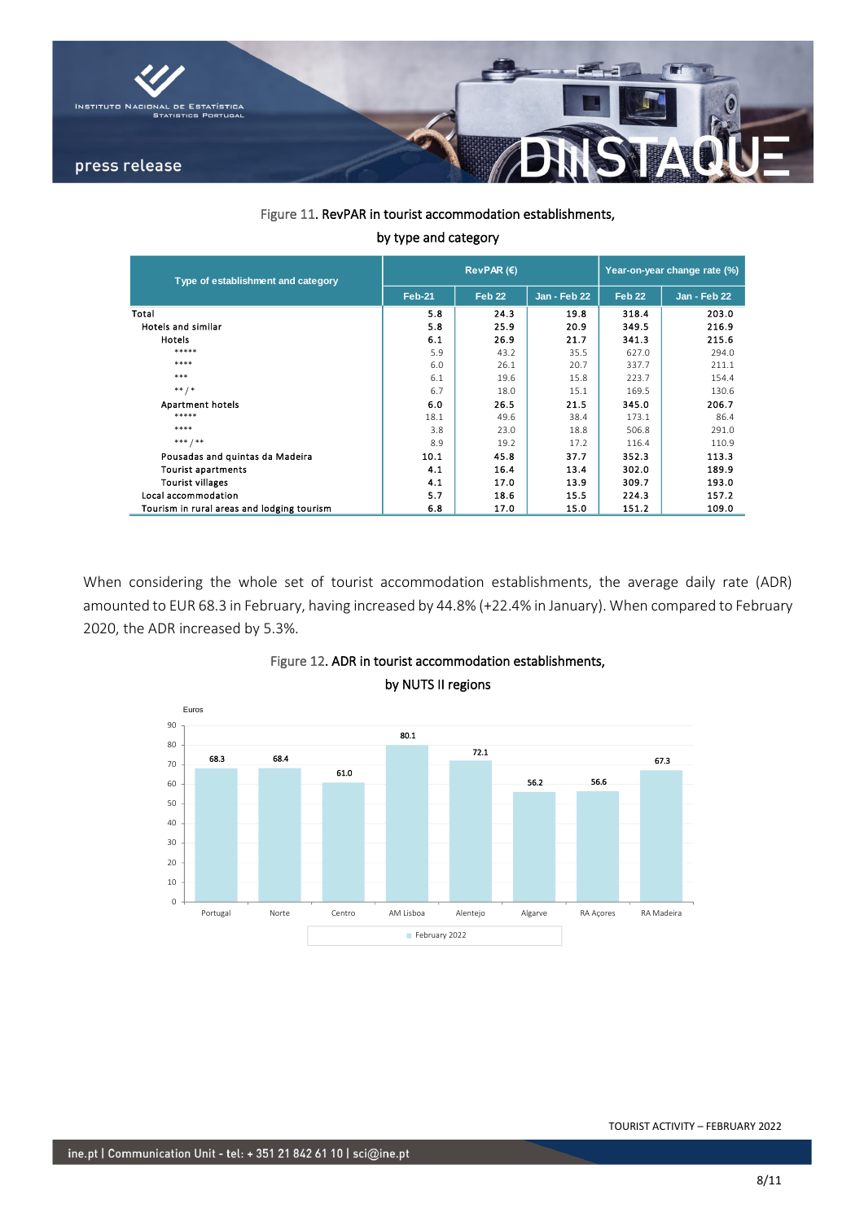Figure 11. RevPAR in tourist accommodation establishments, by type and category

| Type of establishment and category | RevPAR (€) | | | Year-on-year change rate (%) | |
|---|---|---|---|---|---|
| | Feb-21 | Feb 22 | Jan - Feb 22 | Feb 22 | Jan - Feb 22 |
| Total | 5.8 | 24.3 | 19.8 | 318.4 | 203.0 |
| Hotels and similar | 5.8 | 25.9 | 20.9 | 349.5 | 216.9 |
| Hotels | 6.1 | 26.9 | 21.7 | 341.3 | 215.6 |
| ***** | 5.9 | 43.2 | 35.5 | 627.0 | 294.0 |
| **** | 6.0 | 26.1 | 20.7 | 337.7 | 211.1 |
| *** | 6.1 | 19.6 | 15.8 | 223.7 | 154.4 |
| ** / * | 6.7 | 18.0 | 15.1 | 169.5 | 130.6 |
| Apartment hotels | 6.0 | 26.5 | 21.5 | 345.0 | 206.7 |
| ***** | 18.1 | 49.6 | 38.4 | 173.1 | 86.4 |
| **** | 3.8 | 23.0 | 18.8 | 506.8 | 291.0 |
| *** / ** | 8.9 | 19.2 | 17.2 | 116.4 | 110.9 |
| Pousadas and quintas da Madeira | 10.1 | 45.8 | 37.7 | 352.3 | 113.3 |
| Tourist apartments | 4.1 | 16.4 | 13.4 | 302.0 | 189.9 |
| Tourist villages | 4.1 | 17.0 | 13.9 | 309.7 | 193.0 |
| Local accommodation | 5.7 | 18.6 | 15.5 | 224.3 | 157.2 |
| Tourism in rural areas and lodging tourism | 6.8 | 17.0 | 15.0 | 151.2 | 109.0 |

When considering the whole set of tourist accommodation establishments, the average daily rate (ADR) amounted to EUR 68.3 in February, having increased by 44.8% (+22.4% in January). When compared to February 2020, the ADR increased by 5.3%.

Figure 12. ADR in tourist accommodation establishments, by NUTS II regions

| Region | February 2022 (Euros) |
|---|---|
| Portugal | 68.3 |
| Norte | 68.4 |
| Centro | 61.0 |
| AM Lisboa | 80.1 |
| Alentejo | 72.1 |
| Algarve | 56.2 |
| RA Açores | 56.6 |
| RA Madeira | 67.3 |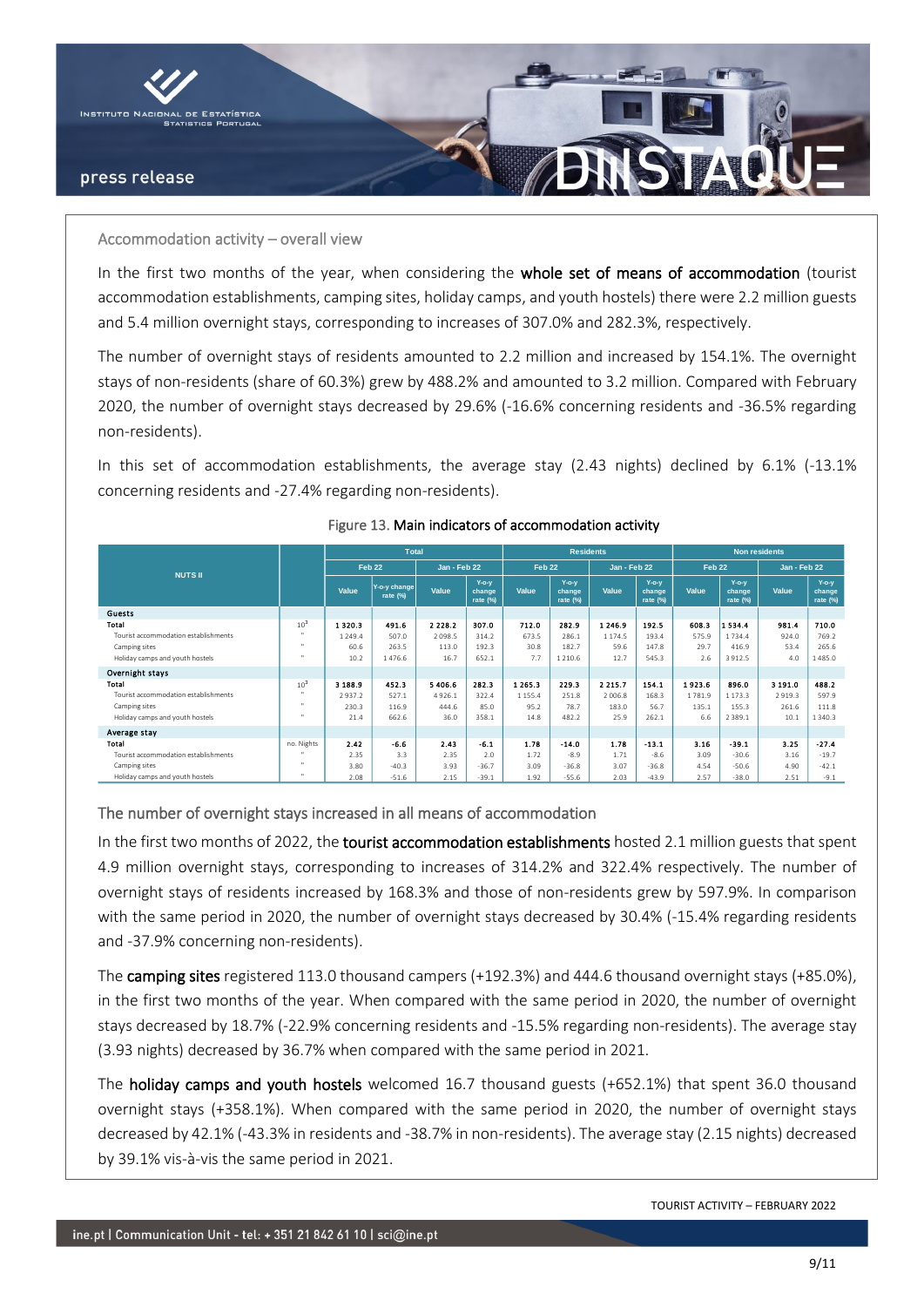## Accommodation activity – overall view

In the first two months of the year, when considering the **whole set of means of accommodation** (tourist accommodation establishments, camping sites, holiday camps, and youth hostels) there were 2.2 million guests and 5.4 million overnight stays, corresponding to increases of 307.0% and 282.3%, respectively.

The number of overnight stays of residents amounted to 2.2 million and increased by 154.1%. The overnight stays of non-residents (share of 60.3%) grew by 488.2% and amounted to 3.2 million. Compared with February 2020, the number of overnight stays decreased by 29.6% (-16.6% concerning residents and -36.5% regarding non-residents).

In this set of accommodation establishments, the average stay (2.43 nights) declined by 6.1% (-13.1% concerning residents and -27.4% regarding non-residents).

Figure 13. **Main indicators of accommodation activity**

| NUTS II | | Total | | | | Residents | | | | Non residents | | | |
|---|---|---|---|---|---|---|---|---|---|---|---|---|---|
| | | Feb 22 | | Jan - Feb 22 | | Feb 22 | | Jan - Feb 22 | | Feb 22 | | Jan - Feb 22 | |
| | | Value | Y-o-y change rate (%) | Value | Y-o-y change rate (%) | Value | Y-o-y change rate (%) | Value | Y-o-y change rate (%) | Value | Y-o-y change rate (%) | Value | Y-o-y change rate (%) |
| **Guests** | | | | | | | | | | | | | |
| **Total** | $10^3$ | **1 320.3** | **491.6** | **2 228.2** | **307.0** | **712.0** | **282.9** | **1 246.9** | **192.5** | **608.3** | **1 534.4** | **981.4** | **710.0** |
| Tourist accommodation establishments | " | 1 249.4 | 507.0 | 2 098.5 | 314.2 | 673.5 | 286.1 | 1 174.5 | 193.4 | 575.9 | 1 734.4 | 924.0 | 769.2 |
| Camping sites | " | 60.6 | 263.5 | 113.0 | 192.3 | 30.8 | 182.7 | 59.6 | 147.8 | 29.7 | 416.9 | 53.4 | 265.6 |
| Holiday camps and youth hostels | " | 10.2 | 1 476.6 | 16.7 | 652.1 | 7.7 | 1 210.6 | 12.7 | 545.3 | 2.6 | 3 912.5 | 4.0 | 1 485.0 |
| **Overnight stays** | | | | | | | | | | | | | |
| **Total** | $10^3$ | **3 188.9** | **452.3** | **5 406.6** | **282.3** | **1 265.3** | **229.3** | **2 215.7** | **154.1** | **1 923.6** | **896.0** | **3 191.0** | **488.2** |
| Tourist accommodation establishments | " | 2 937.2 | 527.1 | 4 926.1 | 322.4 | 1 155.4 | 251.8 | 2 006.8 | 168.3 | 1 781.9 | 1 173.3 | 2 919.3 | 597.9 |
| Camping sites | " | 230.3 | 116.9 | 444.6 | 85.0 | 95.2 | 78.7 | 183.0 | 56.7 | 135.1 | 155.3 | 261.6 | 111.8 |
| Holiday camps and youth hostels | " | 21.4 | 662.6 | 36.0 | 358.1 | 14.8 | 482.2 | 25.9 | 262.1 | 6.6 | 2 389.1 | 10.1 | 1 340.3 |
| **Average stay** | | | | | | | | | | | | | |
| **Total** | no. Nights | **2.42** | **-6.6** | **2.43** | **-6.1** | **1.78** | **-14.0** | **1.78** | **-13.1** | **3.16** | **-39.1** | **3.25** | **-27.4** |
| Tourist accommodation establishments | " | 2.35 | 3.3 | 2.35 | 2.0 | 1.72 | -8.9 | 1.71 | -8.6 | 3.09 | -30.6 | 3.16 | -19.7 |
| Camping sites | " | 3.80 | -40.3 | 3.93 | -36.7 | 3.09 | -36.8 | 3.07 | -36.8 | 4.54 | -50.6 | 4.90 | -42.1 |
| Holiday camps and youth hostels | " | 2.08 | -51.6 | 2.15 | -39.1 | 1.92 | -55.6 | 2.03 | -43.9 | 2.57 | -38.0 | 2.51 | -9.1 |

## The number of overnight stays increased in all means of accommodation

In the first two months of 2022, the **tourist accommodation establishments** hosted 2.1 million guests that spent 4.9 million overnight stays, corresponding to increases of 314.2% and 322.4% respectively. The number of overnight stays of residents increased by 168.3% and those of non-residents grew by 597.9%. In comparison with the same period in 2020, the number of overnight stays decreased by 30.4% (-15.4% regarding residents and -37.9% concerning non-residents).

The **camping sites** registered 113.0 thousand campers (+192.3%) and 444.6 thousand overnight stays (+85.0%), in the first two months of the year. When compared with the same period in 2020, the number of overnight stays decreased by 18.7% (-22.9% concerning residents and -15.5% regarding non-residents). The average stay (3.93 nights) decreased by 36.7% when compared with the same period in 2021.

The **holiday camps and youth hostels** welcomed 16.7 thousand guests (+652.1%) that spent 36.0 thousand overnight stays (+358.1%). When compared with the same period in 2020, the number of overnight stays decreased by 42.1% (-43.3% in residents and -38.7% in non-residents). The average stay (2.15 nights) decreased by 39.1% vis-à-vis the same period in 2021.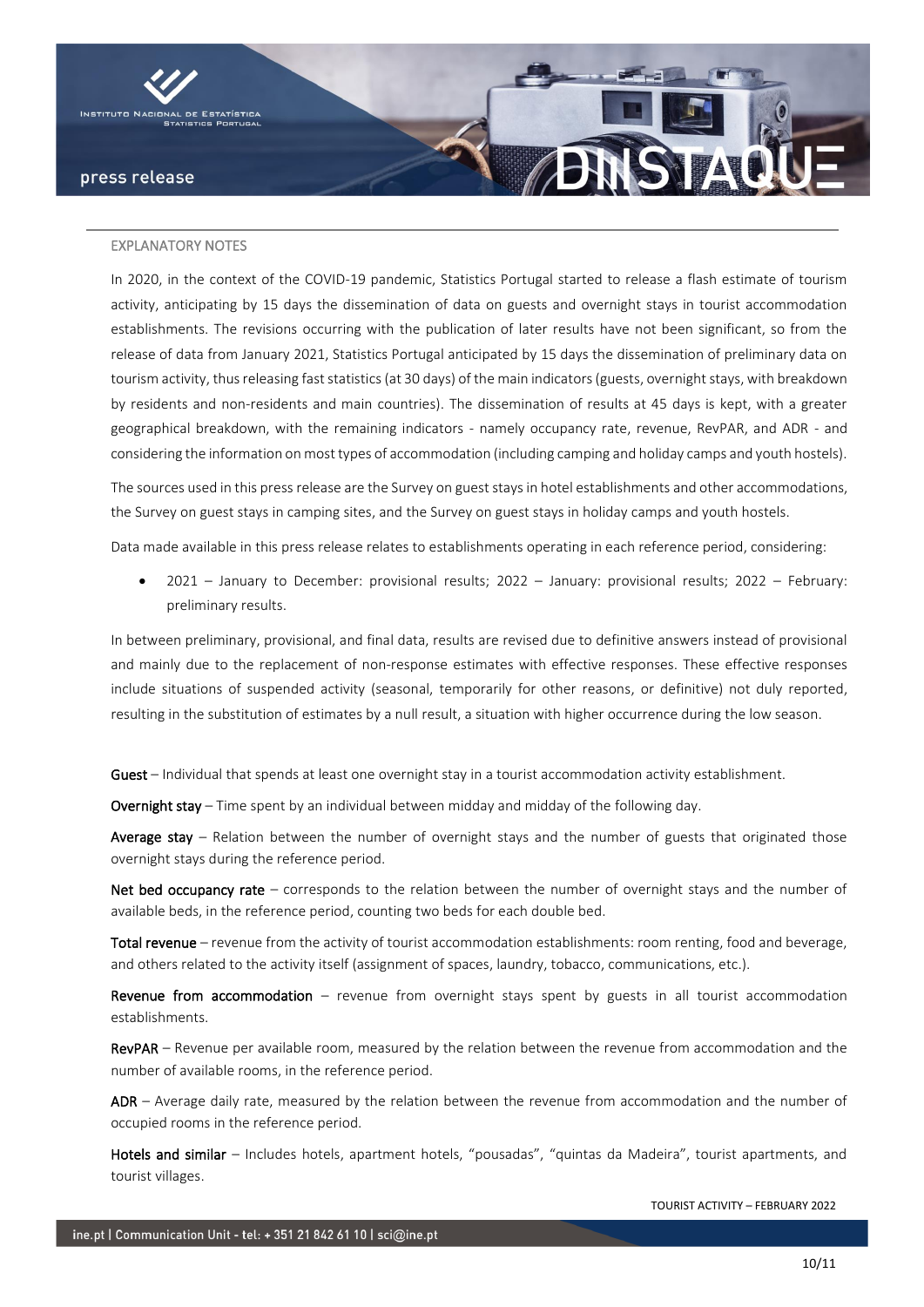## EXPLANATORY NOTES

In 2020, in the context of the COVID-19 pandemic, Statistics Portugal started to release a flash estimate of tourism activity, anticipating by 15 days the dissemination of data on guests and overnight stays in tourist accommodation establishments. The revisions occurring with the publication of later results have not been significant, so from the release of data from January 2021, Statistics Portugal anticipated by 15 days the dissemination of preliminary data on tourism activity, thus releasing fast statistics (at 30 days) of the main indicators (guests, overnight stays, with breakdown by residents and non-residents and main countries). The dissemination of results at 45 days is kept, with a greater geographical breakdown, with the remaining indicators - namely occupancy rate, revenue, RevPAR, and ADR - and considering the information on most types of accommodation (including camping and holiday camps and youth hostels).

The sources used in this press release are the Survey on guest stays in hotel establishments and other accommodations, the Survey on guest stays in camping sites, and the Survey on guest stays in holiday camps and youth hostels.

Data made available in this press release relates to establishments operating in each reference period, considering:

- 2021 – January to December: provisional results; 2022 – January: provisional results; 2022 – February: preliminary results.

In between preliminary, provisional, and final data, results are revised due to definitive answers instead of provisional and mainly due to the replacement of non-response estimates with effective responses. These effective responses include situations of suspended activity (seasonal, temporarily for other reasons, or definitive) not duly reported, resulting in the substitution of estimates by a null result, a situation with higher occurrence during the low season.

**Guest** – Individual that spends at least one overnight stay in a tourist accommodation activity establishment.

**Overnight stay** – Time spent by an individual between midday and midday of the following day.

**Average stay** – Relation between the number of overnight stays and the number of guests that originated those overnight stays during the reference period.

**Net bed occupancy rate** – corresponds to the relation between the number of overnight stays and the number of available beds, in the reference period, counting two beds for each double bed.

**Total revenue** – revenue from the activity of tourist accommodation establishments: room renting, food and beverage, and others related to the activity itself (assignment of spaces, laundry, tobacco, communications, etc.).

**Revenue from accommodation** – revenue from overnight stays spent by guests in all tourist accommodation establishments.

**RevPAR** – Revenue per available room, measured by the relation between the revenue from accommodation and the number of available rooms, in the reference period.

**ADR** – Average daily rate, measured by the relation between the revenue from accommodation and the number of occupied rooms in the reference period.

**Hotels and similar** – Includes hotels, apartment hotels, "pousadas", "quintas da Madeira", tourist apartments, and tourist villages.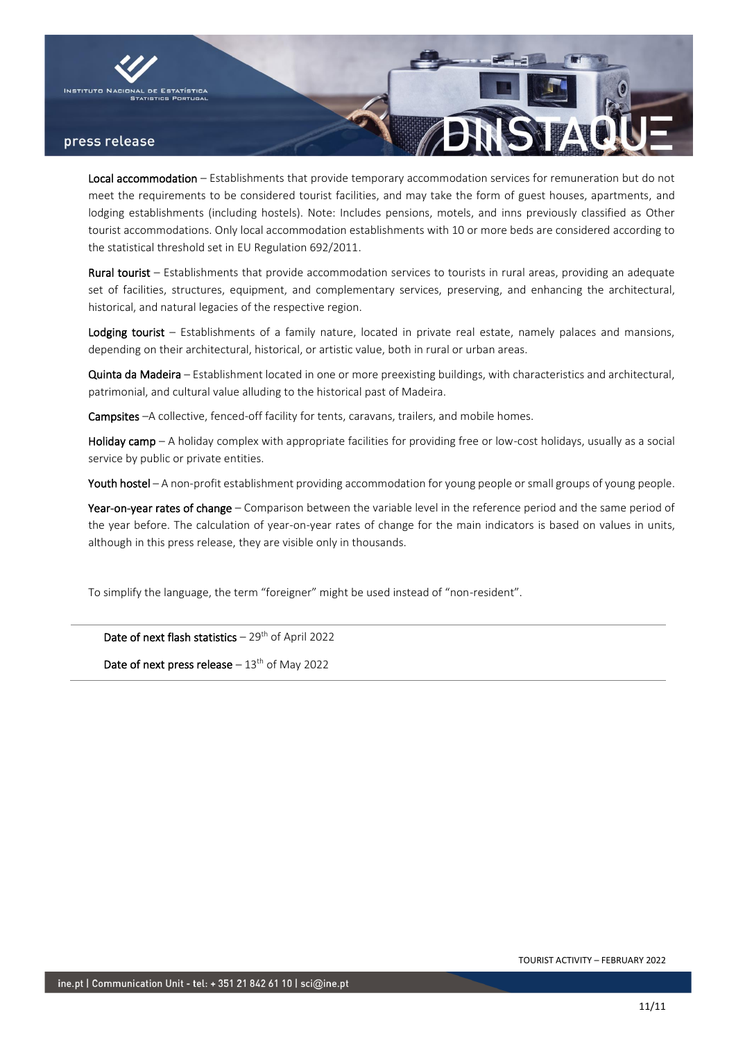**Local accommodation** – Establishments that provide temporary accommodation services for remuneration but do not meet the requirements to be considered tourist facilities, and may take the form of guest houses, apartments, and lodging establishments (including hostels). Note: Includes pensions, motels, and inns previously classified as Other tourist accommodations. Only local accommodation establishments with 10 or more beds are considered according to the statistical threshold set in EU Regulation 692/2011.

**Rural tourist** – Establishments that provide accommodation services to tourists in rural areas, providing an adequate set of facilities, structures, equipment, and complementary services, preserving, and enhancing the architectural, historical, and natural legacies of the respective region.

**Lodging tourist** – Establishments of a family nature, located in private real estate, namely palaces and mansions, depending on their architectural, historical, or artistic value, both in rural or urban areas.

**Quinta da Madeira** – Establishment located in one or more preexisting buildings, with characteristics and architectural, patrimonial, and cultural value alluding to the historical past of Madeira.

**Campsites** –A collective, fenced-off facility for tents, caravans, trailers, and mobile homes.

**Holiday camp** – A holiday complex with appropriate facilities for providing free or low-cost holidays, usually as a social service by public or private entities.

**Youth hostel** – A non-profit establishment providing accommodation for young people or small groups of young people.

**Year-on-year rates of change** – Comparison between the variable level in the reference period and the same period of the year before. The calculation of year-on-year rates of change for the main indicators is based on values in units, although in this press release, they are visible only in thousands.

To simplify the language, the term "foreigner" might be used instead of "non-resident".

---

**Date of next flash statistics** – 29th of April 2022

**Date of next press release** – 13th of May 2022

---